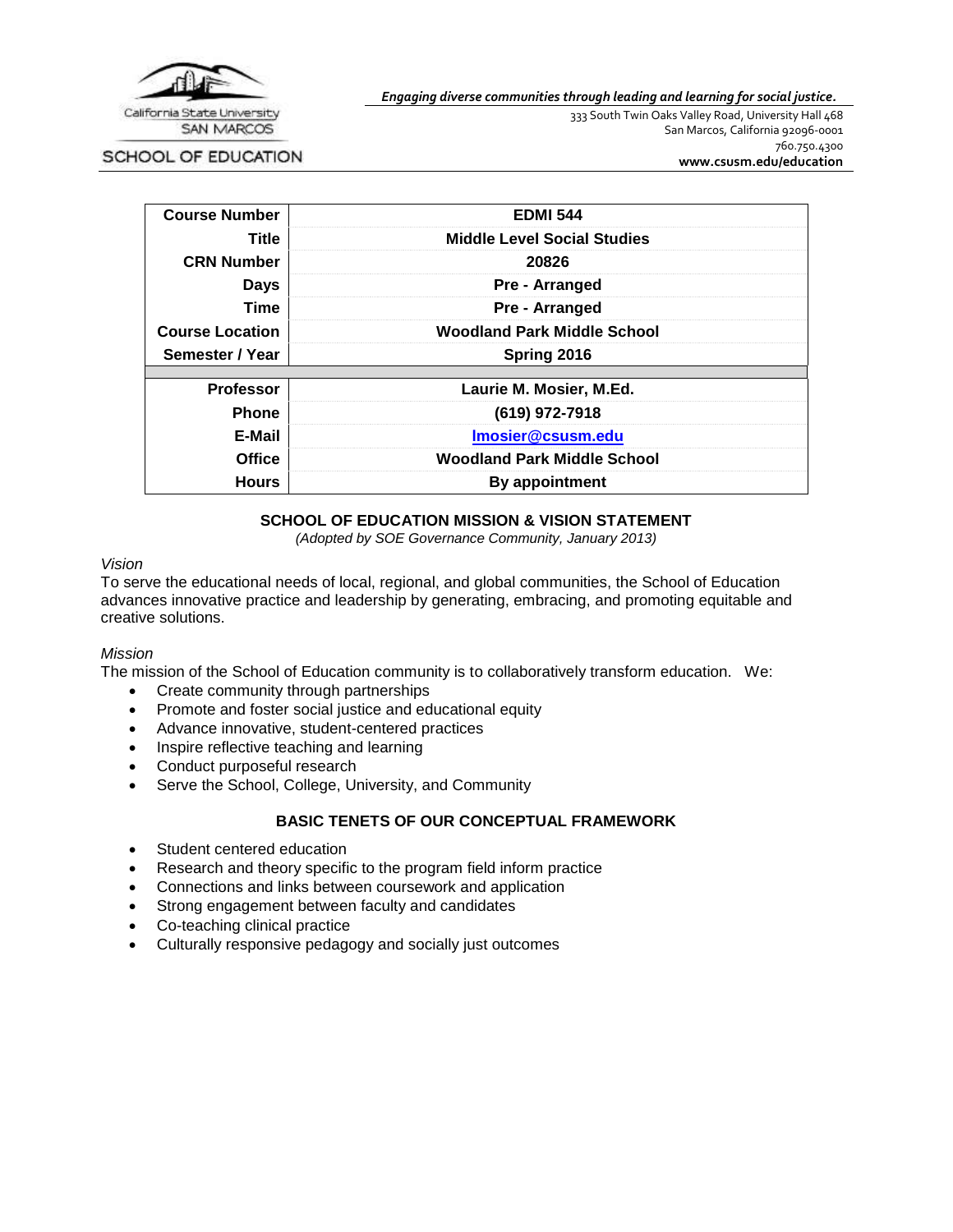California State University SAN MARCOS

SCHOOL OF EDUCATION

***Engaging diverse communities through leading and learning for social justice.***

333 South Twin Oaks Valley Road, University Hall 468
San Marcos, California 92096-0001
760.750.4300
**www.csusm.edu/education**

| | |
|---|---|
| **Course Number** | **EDMI 544** |
| **Title** | **Middle Level Social Studies** |
| **CRN Number** | **20826** |
| **Days** | **Pre - Arranged** |
| **Time** | **Pre - Arranged** |
| **Course Location** | **Woodland Park Middle School** |
| **Semester / Year** | **Spring 2016** |
| | |
| **Professor** | **Laurie M. Mosier, M.Ed.** |
| **Phone** | **(619) 972-7918** |
| **E-Mail** | **lmosier@csusm.edu** |
| **Office** | **Woodland Park Middle School** |
| **Hours** | **By appointment** |

## SCHOOL OF EDUCATION MISSION & VISION STATEMENT

*(Adopted by SOE Governance Community, January 2013)*

*Vision*

To serve the educational needs of local, regional, and global communities, the School of Education advances innovative practice and leadership by generating, embracing, and promoting equitable and creative solutions.

*Mission*

The mission of the School of Education community is to collaboratively transform education. We:

- Create community through partnerships
- Promote and foster social justice and educational equity
- Advance innovative, student-centered practices
- Inspire reflective teaching and learning
- Conduct purposeful research
- Serve the School, College, University, and Community

## BASIC TENETS OF OUR CONCEPTUAL FRAMEWORK

- Student centered education
- Research and theory specific to the program field inform practice
- Connections and links between coursework and application
- Strong engagement between faculty and candidates
- Co-teaching clinical practice
- Culturally responsive pedagogy and socially just outcomes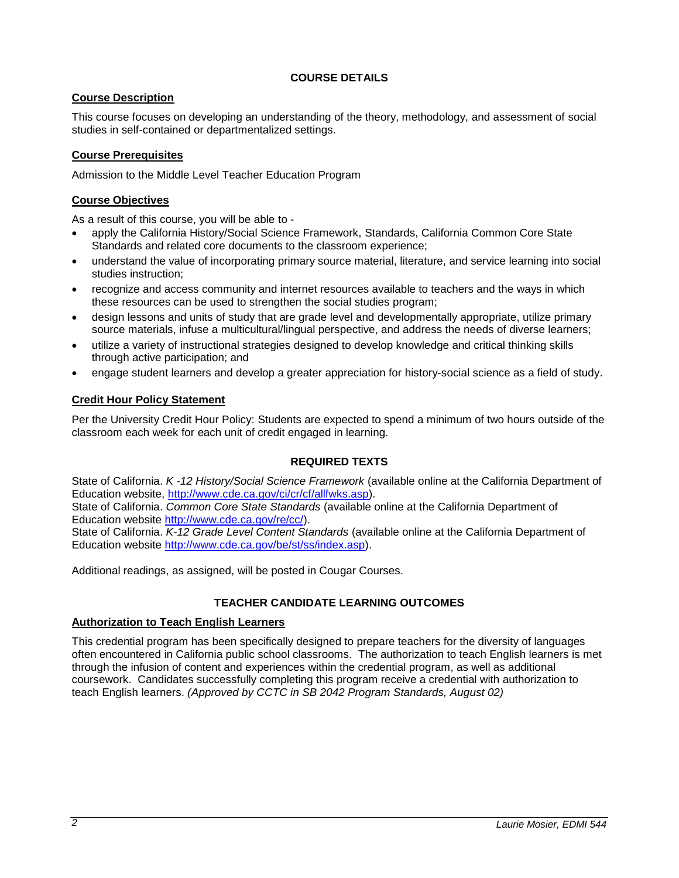## COURSE DETAILS

### Course Description

This course focuses on developing an understanding of the theory, methodology, and assessment of social studies in self-contained or departmentalized settings.

### Course Prerequisites

Admission to the Middle Level Teacher Education Program

### Course Objectives

As a result of this course, you will be able to -

- apply the California History/Social Science Framework, Standards, California Common Core State Standards and related core documents to the classroom experience;
- understand the value of incorporating primary source material, literature, and service learning into social studies instruction;
- recognize and access community and internet resources available to teachers and the ways in which these resources can be used to strengthen the social studies program;
- design lessons and units of study that are grade level and developmentally appropriate, utilize primary source materials, infuse a multicultural/lingual perspective, and address the needs of diverse learners;
- utilize a variety of instructional strategies designed to develop knowledge and critical thinking skills through active participation; and
- engage student learners and develop a greater appreciation for history-social science as a field of study.

### Credit Hour Policy Statement

Per the University Credit Hour Policy: Students are expected to spend a minimum of two hours outside of the classroom each week for each unit of credit engaged in learning.

## REQUIRED TEXTS

State of California. *K -12 History/Social Science Framework* (available online at the California Department of Education website, http://www.cde.ca.gov/ci/cr/cf/allfwks.asp).
State of California. *Common Core State Standards* (available online at the California Department of Education website http://www.cde.ca.gov/re/cc/).
State of California. *K-12 Grade Level Content Standards* (available online at the California Department of Education website http://www.cde.ca.gov/be/st/ss/index.asp).

Additional readings, as assigned, will be posted in Cougar Courses.

## TEACHER CANDIDATE LEARNING OUTCOMES

### Authorization to Teach English Learners

This credential program has been specifically designed to prepare teachers for the diversity of languages often encountered in California public school classrooms. The authorization to teach English learners is met through the infusion of content and experiences within the credential program, as well as additional coursework. Candidates successfully completing this program receive a credential with authorization to teach English learners. *(Approved by CCTC in SB 2042 Program Standards, August 02)*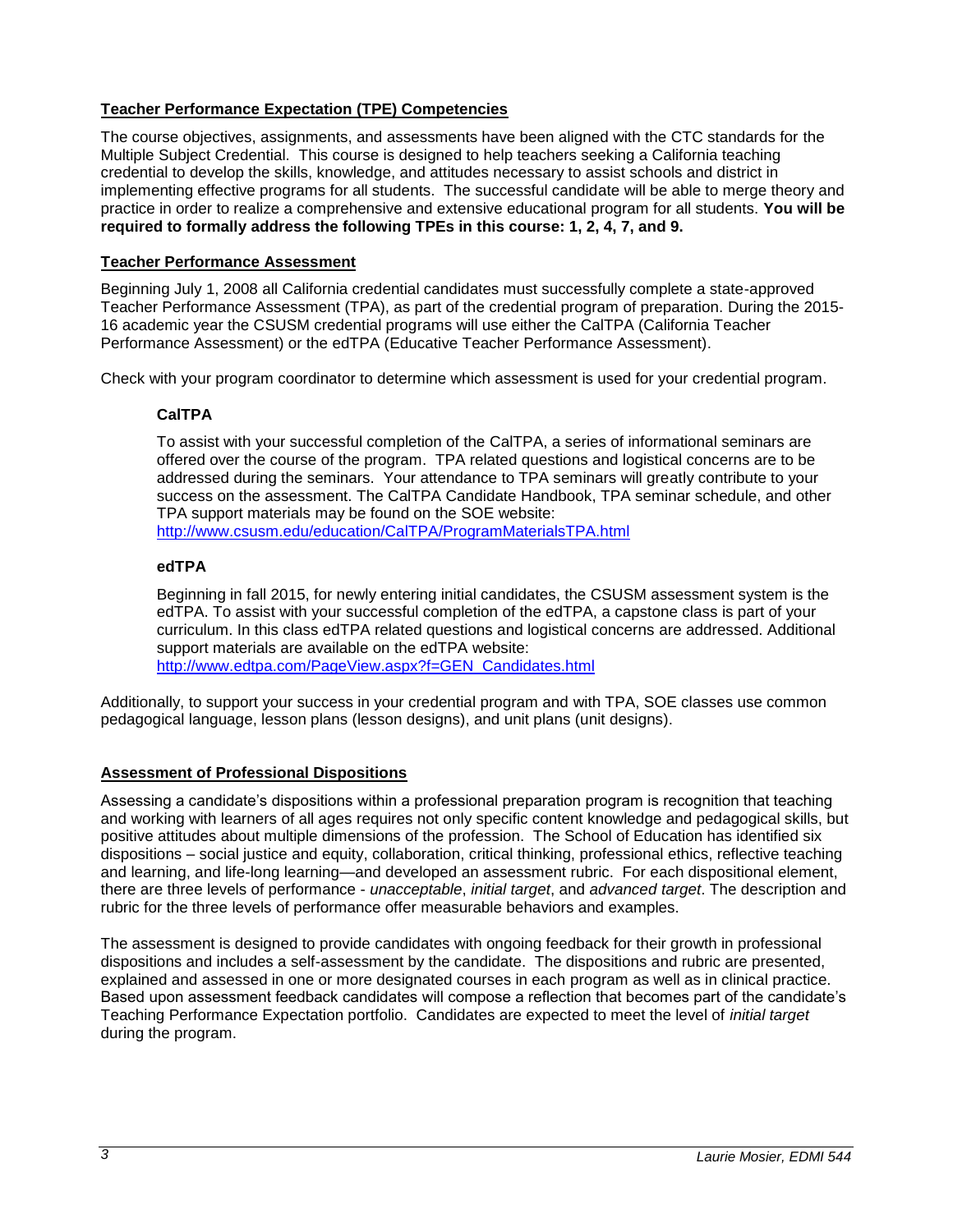## Teacher Performance Expectation (TPE) Competencies

The course objectives, assignments, and assessments have been aligned with the CTC standards for the Multiple Subject Credential. This course is designed to help teachers seeking a California teaching credential to develop the skills, knowledge, and attitudes necessary to assist schools and district in implementing effective programs for all students. The successful candidate will be able to merge theory and practice in order to realize a comprehensive and extensive educational program for all students. **You will be required to formally address the following TPEs in this course: 1, 2, 4, 7, and 9.**

## Teacher Performance Assessment

Beginning July 1, 2008 all California credential candidates must successfully complete a state-approved Teacher Performance Assessment (TPA), as part of the credential program of preparation. During the 2015-16 academic year the CSUSM credential programs will use either the CalTPA (California Teacher Performance Assessment) or the edTPA (Educative Teacher Performance Assessment).

Check with your program coordinator to determine which assessment is used for your credential program.

### CalTPA

To assist with your successful completion of the CalTPA, a series of informational seminars are offered over the course of the program. TPA related questions and logistical concerns are to be addressed during the seminars. Your attendance to TPA seminars will greatly contribute to your success on the assessment. The CalTPA Candidate Handbook, TPA seminar schedule, and other TPA support materials may be found on the SOE website:
http://www.csusm.edu/education/CalTPA/ProgramMaterialsTPA.html

### edTPA

Beginning in fall 2015, for newly entering initial candidates, the CSUSM assessment system is the edTPA. To assist with your successful completion of the edTPA, a capstone class is part of your curriculum. In this class edTPA related questions and logistical concerns are addressed. Additional support materials are available on the edTPA website:
http://www.edtpa.com/PageView.aspx?f=GEN_Candidates.html

Additionally, to support your success in your credential program and with TPA, SOE classes use common pedagogical language, lesson plans (lesson designs), and unit plans (unit designs).

## Assessment of Professional Dispositions

Assessing a candidate's dispositions within a professional preparation program is recognition that teaching and working with learners of all ages requires not only specific content knowledge and pedagogical skills, but positive attitudes about multiple dimensions of the profession. The School of Education has identified six dispositions – social justice and equity, collaboration, critical thinking, professional ethics, reflective teaching and learning, and life-long learning—and developed an assessment rubric. For each dispositional element, there are three levels of performance - *unacceptable*, *initial target*, and *advanced target*. The description and rubric for the three levels of performance offer measurable behaviors and examples.

The assessment is designed to provide candidates with ongoing feedback for their growth in professional dispositions and includes a self-assessment by the candidate. The dispositions and rubric are presented, explained and assessed in one or more designated courses in each program as well as in clinical practice. Based upon assessment feedback candidates will compose a reflection that becomes part of the candidate's Teaching Performance Expectation portfolio. Candidates are expected to meet the level of *initial target* during the program.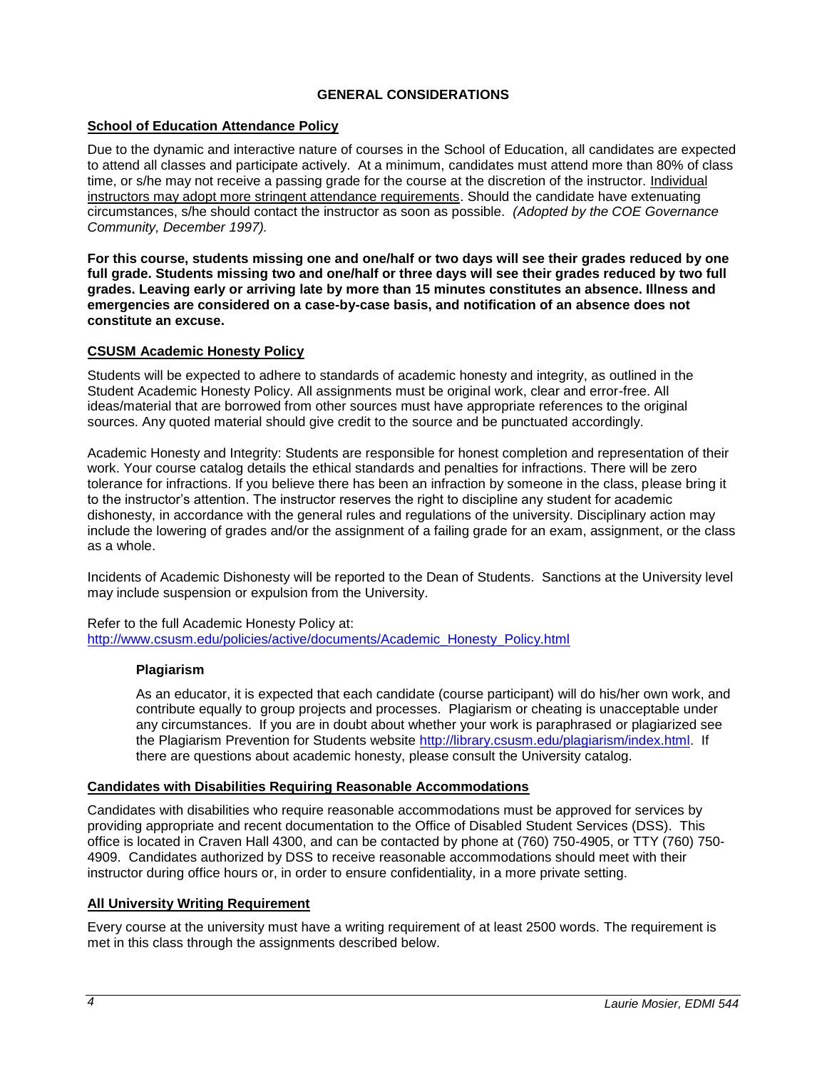## GENERAL CONSIDERATIONS

### School of Education Attendance Policy

Due to the dynamic and interactive nature of courses in the School of Education, all candidates are expected to attend all classes and participate actively. At a minimum, candidates must attend more than 80% of class time, or s/he may not receive a passing grade for the course at the discretion of the instructor. Individual instructors may adopt more stringent attendance requirements. Should the candidate have extenuating circumstances, s/he should contact the instructor as soon as possible. *(Adopted by the COE Governance Community, December 1997).*

**For this course, students missing one and one/half or two days will see their grades reduced by one full grade. Students missing two and one/half or three days will see their grades reduced by two full grades. Leaving early or arriving late by more than 15 minutes constitutes an absence. Illness and emergencies are considered on a case-by-case basis, and notification of an absence does not constitute an excuse.**

### CSUSM Academic Honesty Policy

Students will be expected to adhere to standards of academic honesty and integrity, as outlined in the Student Academic Honesty Policy. All assignments must be original work, clear and error-free. All ideas/material that are borrowed from other sources must have appropriate references to the original sources. Any quoted material should give credit to the source and be punctuated accordingly.

Academic Honesty and Integrity: Students are responsible for honest completion and representation of their work. Your course catalog details the ethical standards and penalties for infractions. There will be zero tolerance for infractions. If you believe there has been an infraction by someone in the class, please bring it to the instructor's attention. The instructor reserves the right to discipline any student for academic dishonesty, in accordance with the general rules and regulations of the university. Disciplinary action may include the lowering of grades and/or the assignment of a failing grade for an exam, assignment, or the class as a whole.

Incidents of Academic Dishonesty will be reported to the Dean of Students. Sanctions at the University level may include suspension or expulsion from the University.

Refer to the full Academic Honesty Policy at:
http://www.csusm.edu/policies/active/documents/Academic_Honesty_Policy.html

#### Plagiarism

As an educator, it is expected that each candidate (course participant) will do his/her own work, and contribute equally to group projects and processes. Plagiarism or cheating is unacceptable under any circumstances. If you are in doubt about whether your work is paraphrased or plagiarized see the Plagiarism Prevention for Students website http://library.csusm.edu/plagiarism/index.html. If there are questions about academic honesty, please consult the University catalog.

### Candidates with Disabilities Requiring Reasonable Accommodations

Candidates with disabilities who require reasonable accommodations must be approved for services by providing appropriate and recent documentation to the Office of Disabled Student Services (DSS). This office is located in Craven Hall 4300, and can be contacted by phone at (760) 750-4905, or TTY (760) 750-4909. Candidates authorized by DSS to receive reasonable accommodations should meet with their instructor during office hours or, in order to ensure confidentiality, in a more private setting.

### All University Writing Requirement

Every course at the university must have a writing requirement of at least 2500 words. The requirement is met in this class through the assignments described below.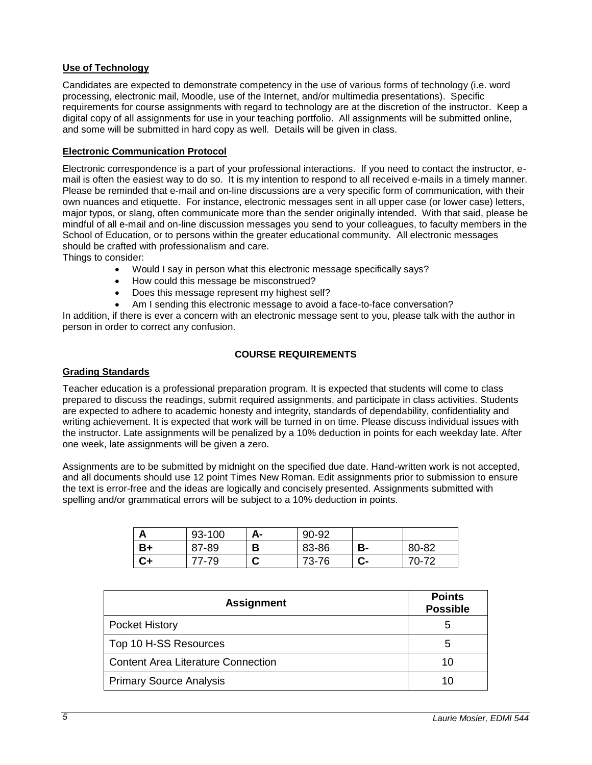**Use of Technology**

Candidates are expected to demonstrate competency in the use of various forms of technology (i.e. word processing, electronic mail, Moodle, use of the Internet, and/or multimedia presentations). Specific requirements for course assignments with regard to technology are at the discretion of the instructor. Keep a digital copy of all assignments for use in your teaching portfolio. All assignments will be submitted online, and some will be submitted in hard copy as well. Details will be given in class.

**Electronic Communication Protocol**

Electronic correspondence is a part of your professional interactions. If you need to contact the instructor, e-mail is often the easiest way to do so. It is my intention to respond to all received e-mails in a timely manner. Please be reminded that e-mail and on-line discussions are a very specific form of communication, with their own nuances and etiquette. For instance, electronic messages sent in all upper case (or lower case) letters, major typos, or slang, often communicate more than the sender originally intended. With that said, please be mindful of all e-mail and on-line discussion messages you send to your colleagues, to faculty members in the School of Education, or to persons within the greater educational community. All electronic messages should be crafted with professionalism and care.

Things to consider:

- Would I say in person what this electronic message specifically says?
- How could this message be misconstrued?
- Does this message represent my highest self?
- Am I sending this electronic message to avoid a face-to-face conversation?

In addition, if there is ever a concern with an electronic message sent to you, please talk with the author in person in order to correct any confusion.

## COURSE REQUIREMENTS

**Grading Standards**

Teacher education is a professional preparation program. It is expected that students will come to class prepared to discuss the readings, submit required assignments, and participate in class activities. Students are expected to adhere to academic honesty and integrity, standards of dependability, confidentiality and writing achievement. It is expected that work will be turned in on time. Please discuss individual issues with the instructor. Late assignments will be penalized by a 10% deduction in points for each weekday late. After one week, late assignments will be given a zero.

Assignments are to be submitted by midnight on the specified due date. Hand-written work is not accepted, and all documents should use 12 point Times New Roman. Edit assignments prior to submission to ensure the text is error-free and the ideas are logically and concisely presented. Assignments submitted with spelling and/or grammatical errors will be subject to a 10% deduction in points.

| **A** | 93-100 | **A-** | 90-92 | | |
|---|---|---|---|---|---|
| **B+** | 87-89 | **B** | 83-86 | **B-** | 80-82 |
| **C+** | 77-79 | **C** | 73-76 | **C-** | 70-72 |

| **Assignment** | **Points Possible** |
|---|---|
| Pocket History | 5 |
| Top 10 H-SS Resources | 5 |
| Content Area Literature Connection | 10 |
| Primary Source Analysis | 10 |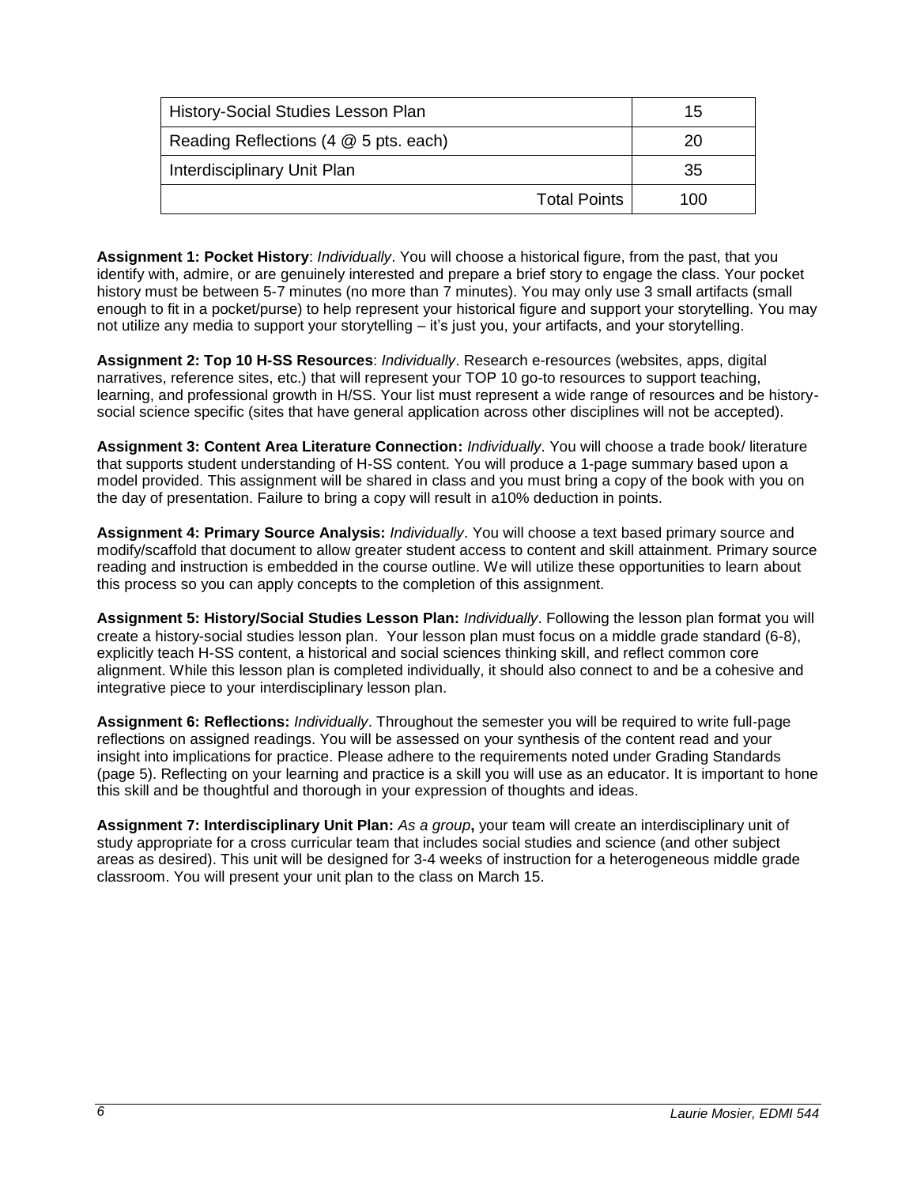| History-Social Studies Lesson Plan | 15 |
|---|---|
| Reading Reflections (4 @ 5 pts. each) | 20 |
| Interdisciplinary Unit Plan | 35 |
| Total Points | 100 |

**Assignment 1: Pocket History**: *Individually*. You will choose a historical figure, from the past, that you identify with, admire, or are genuinely interested and prepare a brief story to engage the class. Your pocket history must be between 5-7 minutes (no more than 7 minutes). You may only use 3 small artifacts (small enough to fit in a pocket/purse) to help represent your historical figure and support your storytelling. You may not utilize any media to support your storytelling – it's just you, your artifacts, and your storytelling.

**Assignment 2: Top 10 H-SS Resources**: *Individually*. Research e-resources (websites, apps, digital narratives, reference sites, etc.) that will represent your TOP 10 go-to resources to support teaching, learning, and professional growth in H/SS. Your list must represent a wide range of resources and be history-social science specific (sites that have general application across other disciplines will not be accepted).

**Assignment 3: Content Area Literature Connection:** *Individually*. You will choose a trade book/ literature that supports student understanding of H-SS content. You will produce a 1-page summary based upon a model provided. This assignment will be shared in class and you must bring a copy of the book with you on the day of presentation. Failure to bring a copy will result in a10% deduction in points.

**Assignment 4: Primary Source Analysis:** *Individually*. You will choose a text based primary source and modify/scaffold that document to allow greater student access to content and skill attainment. Primary source reading and instruction is embedded in the course outline. We will utilize these opportunities to learn about this process so you can apply concepts to the completion of this assignment.

**Assignment 5: History/Social Studies Lesson Plan:** *Individually*. Following the lesson plan format you will create a history-social studies lesson plan. Your lesson plan must focus on a middle grade standard (6-8), explicitly teach H-SS content, a historical and social sciences thinking skill, and reflect common core alignment. While this lesson plan is completed individually, it should also connect to and be a cohesive and integrative piece to your interdisciplinary lesson plan.

**Assignment 6: Reflections:** *Individually*. Throughout the semester you will be required to write full-page reflections on assigned readings. You will be assessed on your synthesis of the content read and your insight into implications for practice. Please adhere to the requirements noted under Grading Standards (page 5). Reflecting on your learning and practice is a skill you will use as an educator. It is important to hone this skill and be thoughtful and thorough in your expression of thoughts and ideas.

**Assignment 7: Interdisciplinary Unit Plan:** *As a group***,** your team will create an interdisciplinary unit of study appropriate for a cross curricular team that includes social studies and science (and other subject areas as desired). This unit will be designed for 3-4 weeks of instruction for a heterogeneous middle grade classroom. You will present your unit plan to the class on March 15.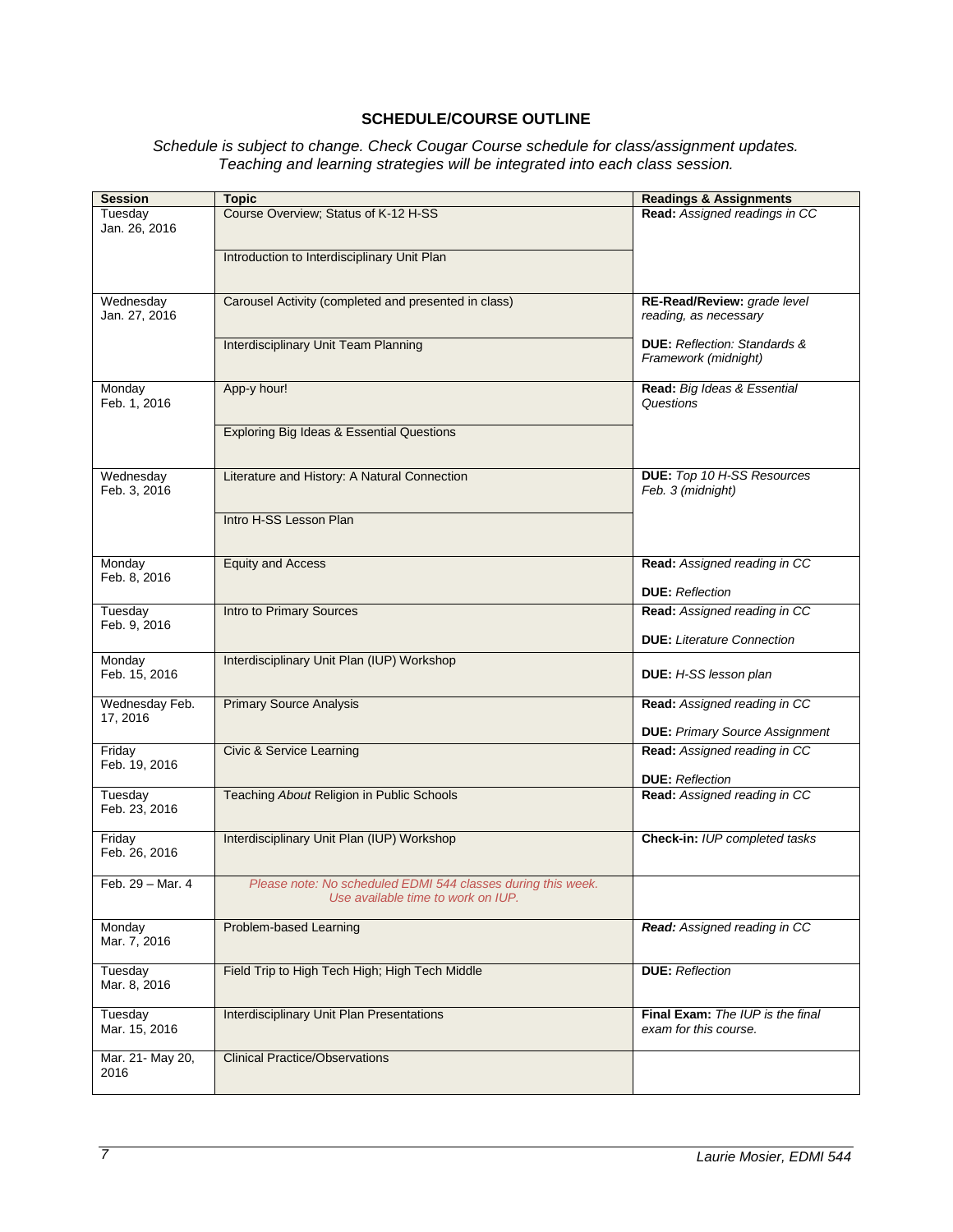## SCHEDULE/COURSE OUTLINE

*Schedule is subject to change. Check Cougar Course schedule for class/assignment updates. Teaching and learning strategies will be integrated into each class session.*

| Session | Topic | Readings & Assignments |
|---|---|---|
| Tuesday Jan. 26, 2016 | Course Overview; Status of K-12 H-SS<br><br>Introduction to Interdisciplinary Unit Plan | **Read:** *Assigned readings in CC* |
| Wednesday Jan. 27, 2016 | Carousel Activity (completed and presented in class)<br><br>Interdisciplinary Unit Team Planning | **RE-Read/Review:** *grade level reading, as necessary*<br><br>**DUE:** *Reflection: Standards & Framework (midnight)* |
| Monday Feb. 1, 2016 | App-y hour!<br><br>Exploring Big Ideas & Essential Questions | **Read:** *Big Ideas & Essential Questions* |
| Wednesday Feb. 3, 2016 | Literature and History: A Natural Connection<br><br>Intro H-SS Lesson Plan | **DUE:** *Top 10 H-SS Resources Feb. 3 (midnight)* |
| Monday Feb. 8, 2016 | Equity and Access | **Read:** *Assigned reading in CC*<br><br>**DUE:** *Reflection* |
| Tuesday Feb. 9, 2016 | Intro to Primary Sources | **Read:** *Assigned reading in CC*<br><br>**DUE:** *Literature Connection* |
| Monday Feb. 15, 2016 | Interdisciplinary Unit Plan (IUP) Workshop | **DUE:** *H-SS lesson plan* |
| Wednesday Feb. 17, 2016 | Primary Source Analysis | **Read:** *Assigned reading in CC*<br><br>**DUE:** *Primary Source Assignment* |
| Friday Feb. 19, 2016 | Civic & Service Learning | **Read:** *Assigned reading in CC*<br><br>**DUE:** *Reflection* |
| Tuesday Feb. 23, 2016 | Teaching *About* Religion in Public Schools | **Read:** *Assigned reading in CC* |
| Friday Feb. 26, 2016 | Interdisciplinary Unit Plan (IUP) Workshop | **Check-in:** *IUP completed tasks* |
| Feb. 29 – Mar. 4 | *Please note: No scheduled EDMI 544 classes during this week. Use available time to work on IUP.* | |
| Monday Mar. 7, 2016 | Problem-based Learning | ***Read:*** *Assigned reading in CC* |
| Tuesday Mar. 8, 2016 | Field Trip to High Tech High; High Tech Middle | **DUE:** *Reflection* |
| Tuesday Mar. 15, 2016 | Interdisciplinary Unit Plan Presentations | **Final Exam:** *The IUP is the final exam for this course.* |
| Mar. 21- May 20, 2016 | Clinical Practice/Observations | |